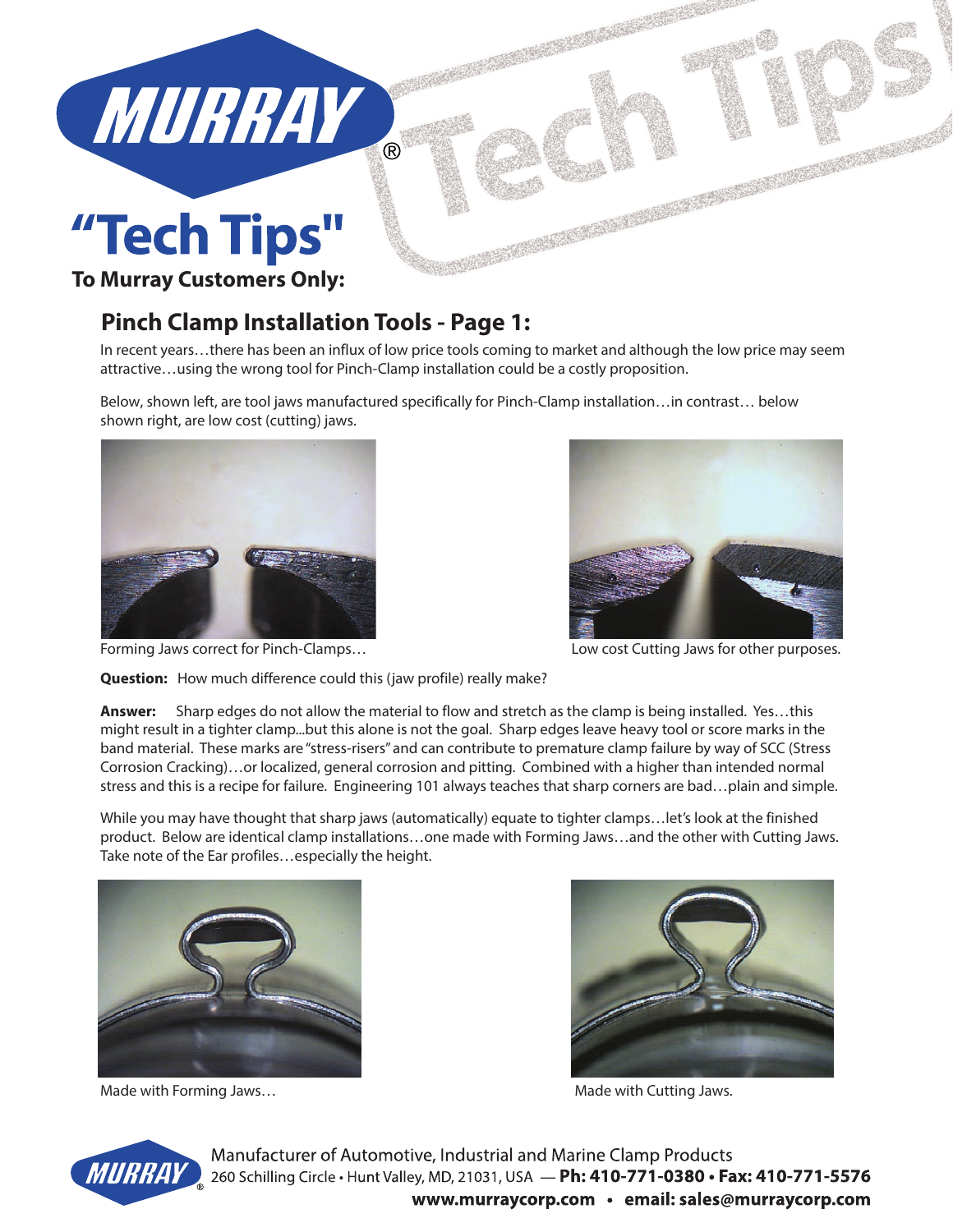# "Tech Tips"

**To Murray Customers Only:**

## Pinch Clamp Installation Tools - Page 1:

In recent years…there has been an influx of low price tools coming to market and although the low price may seem attractive…using the wrong tool for Pinch-Clamp installation could be a costly proposition.

Below, shown left, are tool jaws manufactured specifically for Pinch-Clamp installation…in contrast… below shown right, are low cost (cutting) jaws.

Forming Jaws correct for Pinch-Clamps…

Low cost Cutting Jaws for other purposes.

**Question:** How much difference could this (jaw profile) really make?

**Answer:** Sharp edges do not allow the material to flow and stretch as the clamp is being installed. Yes…this might result in a tighter clamp...but this alone is not the goal. Sharp edges leave heavy tool or score marks in the band material. These marks are "stress-risers" and can contribute to premature clamp failure by way of SCC (Stress Corrosion Cracking)…or localized, general corrosion and pitting. Combined with a higher than intended normal stress and this is a recipe for failure. Engineering 101 always teaches that sharp corners are bad…plain and simple.

While you may have thought that sharp jaws (automatically) equate to tighter clamps…let's look at the finished product. Below are identical clamp installations…one made with Forming Jaws…and the other with Cutting Jaws. Take note of the Ear profiles…especially the height.

Made with Forming Jaws…

Made with Cutting Jaws.

Manufacturer of Automotive, Industrial and Marine Clamp Products
260 Schilling Circle • Hunt Valley, MD, 21031, USA — **Ph: 410-771-0380 • Fax: 410-771-5576**
**www.murraycorp.com • email: sales@murraycorp.com**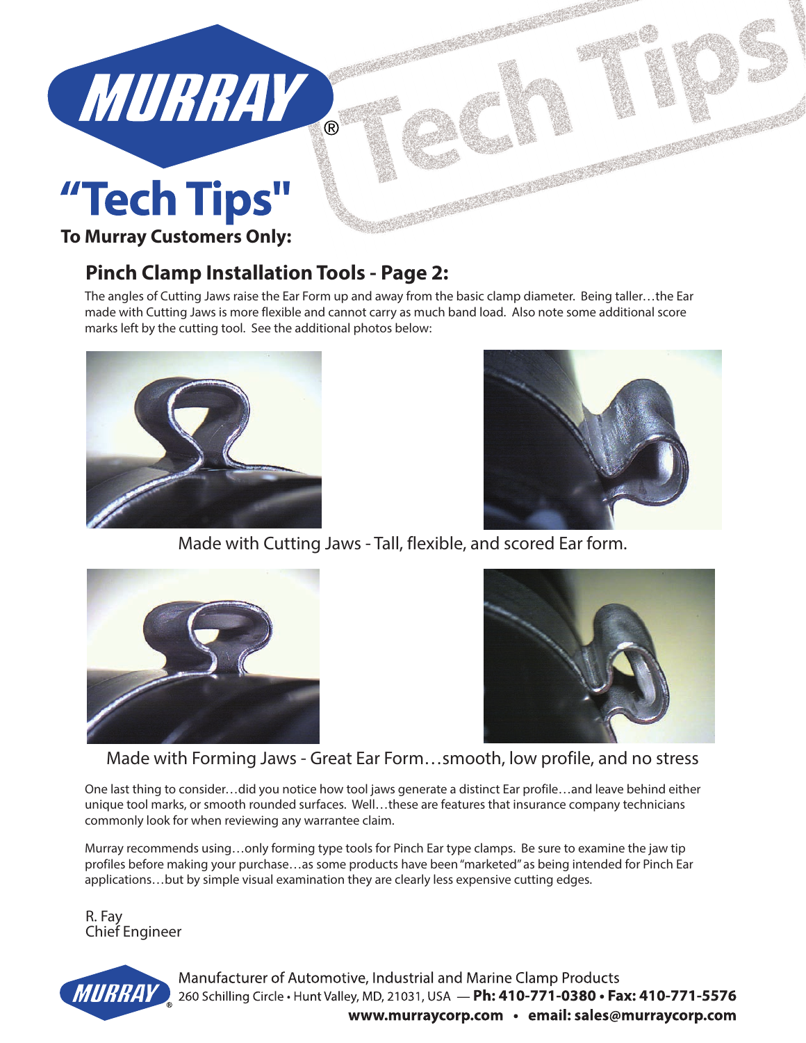# "Tech Tips"

**To Murray Customers Only:**

## Pinch Clamp Installation Tools - Page 2:

The angles of Cutting Jaws raise the Ear Form up and away from the basic clamp diameter. Being taller…the Ear made with Cutting Jaws is more flexible and cannot carry as much band load. Also note some additional score marks left by the cutting tool. See the additional photos below:

Made with Cutting Jaws - Tall, flexible, and scored Ear form.

Made with Forming Jaws - Great Ear Form…smooth, low profile, and no stress

One last thing to consider…did you notice how tool jaws generate a distinct Ear profile…and leave behind either unique tool marks, or smooth rounded surfaces. Well…these are features that insurance company technicians commonly look for when reviewing any warrantee claim.

Murray recommends using…only forming type tools for Pinch Ear type clamps. Be sure to examine the jaw tip profiles before making your purchase…as some products have been "marketed" as being intended for Pinch Ear applications…but by simple visual examination they are clearly less expensive cutting edges.

R. Fay
Chief Engineer

Manufacturer of Automotive, Industrial and Marine Clamp Products
260 Schilling Circle • Hunt Valley, MD, 21031, USA — **Ph: 410-771-0380 • Fax: 410-771-5576**
**www.murraycorp.com • email: sales@murraycorp.com**